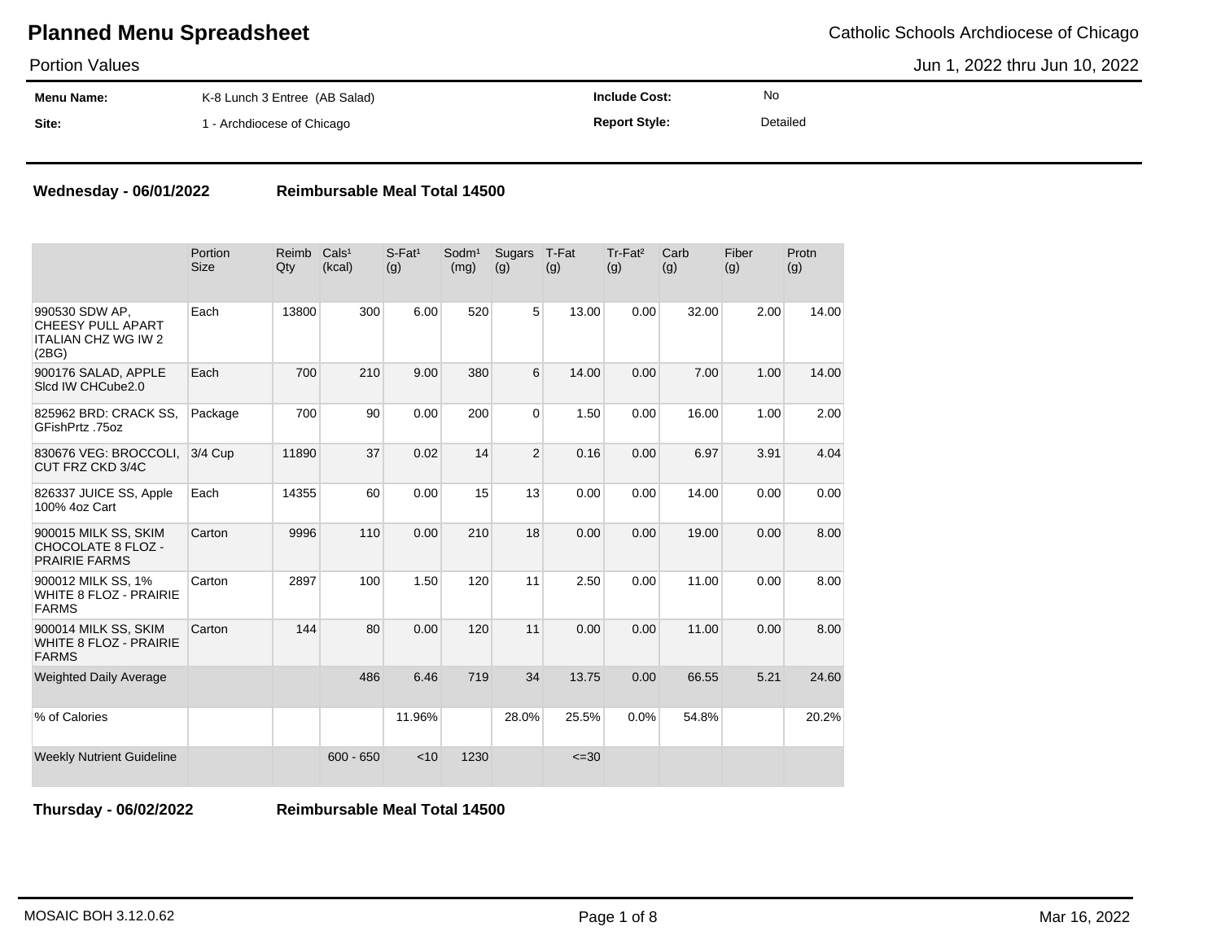# Planned Menu Spreadsheet

Catholic Schools Archdiocese of Chicago

Portion Values

Jun 1, 2022 thru Jun 10, 2022

| | | | |
|---|---|---|---|
| **Menu Name:** | K-8 Lunch 3 Entree (AB Salad) | **Include Cost:** | No |
| **Site:** | 1 - Archdiocese of Chicago | **Report Style:** | Detailed |

**Wednesday - 06/01/2022** **Reimbursable Meal Total 14500**

| | Portion Size | Reimb Qty | Cals[1] (kcal) | S-Fat[1] (g) | Sodm[1] (mg) | Sugars (g) | T-Fat (g) | Tr-Fat[2] (g) | Carb (g) | Fiber (g) | Protn (g) |
|---|---|---|---|---|---|---|---|---|---|---|---|
| 990530 SDW AP, CHEESY PULL APART ITALIAN CHZ WG IW 2 (2BG) | Each | 13800 | 300 | 6.00 | 520 | 5 | 13.00 | 0.00 | 32.00 | 2.00 | 14.00 |
| 900176 SALAD, APPLE Slcd IW CHCube2.0 | Each | 700 | 210 | 9.00 | 380 | 6 | 14.00 | 0.00 | 7.00 | 1.00 | 14.00 |
| 825962 BRD: CRACK SS, GFishPrtz .75oz | Package | 700 | 90 | 0.00 | 200 | 0 | 1.50 | 0.00 | 16.00 | 1.00 | 2.00 |
| 830676 VEG: BROCCOLI, CUT FRZ CKD 3/4C | 3/4 Cup | 11890 | 37 | 0.02 | 14 | 2 | 0.16 | 0.00 | 6.97 | 3.91 | 4.04 |
| 826337 JUICE SS, Apple 100% 4oz Cart | Each | 14355 | 60 | 0.00 | 15 | 13 | 0.00 | 0.00 | 14.00 | 0.00 | 0.00 |
| 900015 MILK SS, SKIM CHOCOLATE 8 FLOZ - PRAIRIE FARMS | Carton | 9996 | 110 | 0.00 | 210 | 18 | 0.00 | 0.00 | 19.00 | 0.00 | 8.00 |
| 900012 MILK SS, 1% WHITE 8 FLOZ - PRAIRIE FARMS | Carton | 2897 | 100 | 1.50 | 120 | 11 | 2.50 | 0.00 | 11.00 | 0.00 | 8.00 |
| 900014 MILK SS, SKIM WHITE 8 FLOZ - PRAIRIE FARMS | Carton | 144 | 80 | 0.00 | 120 | 11 | 0.00 | 0.00 | 11.00 | 0.00 | 8.00 |
| Weighted Daily Average | | | 486 | 6.46 | 719 | 34 | 13.75 | 0.00 | 66.55 | 5.21 | 24.60 |
| % of Calories | | | | 11.96% | | 28.0% | 25.5% | 0.0% | 54.8% | | 20.2% |
| Weekly Nutrient Guideline | | | 600 - 650 | <10 | 1230 | | <=30 | | | | |

**Thursday - 06/02/2022** **Reimbursable Meal Total 14500**

MOSAIC BOH 3.12.0.62

Mar 16, 2022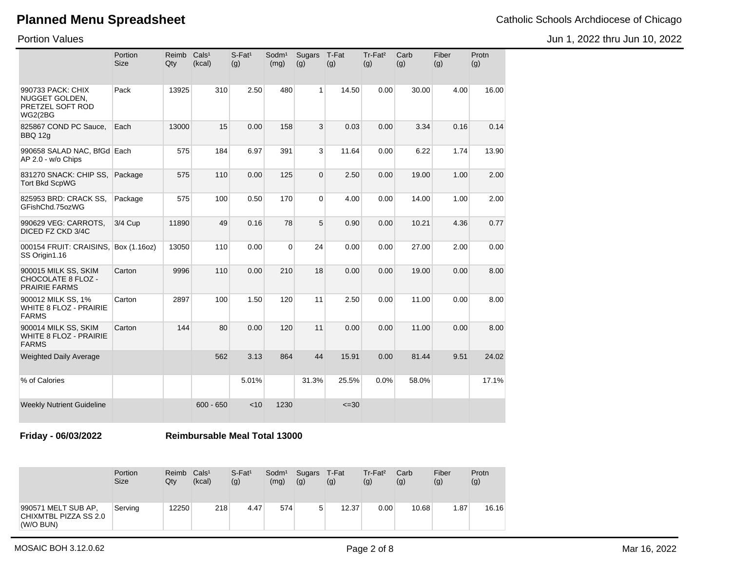## Planned Menu Spreadsheet

Catholic Schools Archdiocese of Chicago

Portion Values

Jun 1, 2022 thru Jun 10, 2022

| | Portion Size | Reimb Qty | Cals[1] (kcal) | S-Fat[1] (g) | Sodm[1] (mg) | Sugars (g) | T-Fat (g) | Tr-Fat[2] (g) | Carb (g) | Fiber (g) | Protn (g) |
|---|---|---|---|---|---|---|---|---|---|---|---|
| 990733 PACK: CHIX NUGGET GOLDEN, PRETZEL SOFT ROD WG2(2BG | Pack | 13925 | 310 | 2.50 | 480 | 1 | 14.50 | 0.00 | 30.00 | 4.00 | 16.00 |
| 825867 COND PC Sauce, BBQ 12g | Each | 13000 | 15 | 0.00 | 158 | 3 | 0.03 | 0.00 | 3.34 | 0.16 | 0.14 |
| 990658 SALAD NAC, BfGd AP 2.0 - w/o Chips | Each | 575 | 184 | 6.97 | 391 | 3 | 11.64 | 0.00 | 6.22 | 1.74 | 13.90 |
| 831270 SNACK: CHIP SS, Tort Bkd ScpWG | Package | 575 | 110 | 0.00 | 125 | 0 | 2.50 | 0.00 | 19.00 | 1.00 | 2.00 |
| 825953 BRD: CRACK SS, GFishChd.75ozWG | Package | 575 | 100 | 0.50 | 170 | 0 | 4.00 | 0.00 | 14.00 | 1.00 | 2.00 |
| 990629 VEG: CARROTS, DICED FZ CKD 3/4C | 3/4 Cup | 11890 | 49 | 0.16 | 78 | 5 | 0.90 | 0.00 | 10.21 | 4.36 | 0.77 |
| 000154 FRUIT: CRAISINS, SS Origin1.16 | Box (1.16oz) | 13050 | 110 | 0.00 | 0 | 24 | 0.00 | 0.00 | 27.00 | 2.00 | 0.00 |
| 900015 MILK SS, SKIM CHOCOLATE 8 FLOZ - PRAIRIE FARMS | Carton | 9996 | 110 | 0.00 | 210 | 18 | 0.00 | 0.00 | 19.00 | 0.00 | 8.00 |
| 900012 MILK SS, 1% WHITE 8 FLOZ - PRAIRIE FARMS | Carton | 2897 | 100 | 1.50 | 120 | 11 | 2.50 | 0.00 | 11.00 | 0.00 | 8.00 |
| 900014 MILK SS, SKIM WHITE 8 FLOZ - PRAIRIE FARMS | Carton | 144 | 80 | 0.00 | 120 | 11 | 0.00 | 0.00 | 11.00 | 0.00 | 8.00 |
| Weighted Daily Average | | | 562 | 3.13 | 864 | 44 | 15.91 | 0.00 | 81.44 | 9.51 | 24.02 |
| % of Calories | | | | 5.01% | | 31.3% | 25.5% | 0.0% | 58.0% | | 17.1% |
| Weekly Nutrient Guideline | | | 600 - 650 | <10 | 1230 | | <=30 | | | | |

**Friday - 06/03/2022** **Reimbursable Meal Total 13000**

| | Portion Size | Reimb Qty | Cals[1] (kcal) | S-Fat[1] (g) | Sodm[1] (mg) | Sugars (g) | T-Fat (g) | Tr-Fat[2] (g) | Carb (g) | Fiber (g) | Protn (g) |
|---|---|---|---|---|---|---|---|---|---|---|---|
| 990571 MELT SUB AP, CHIXMTBL PIZZA SS 2.0 (W/O BUN) | Serving | 12250 | 218 | 4.47 | 574 | 5 | 12.37 | 0.00 | 10.68 | 1.87 | 16.16 |

MOSAIC BOH 3.12.0.62

Mar 16, 2022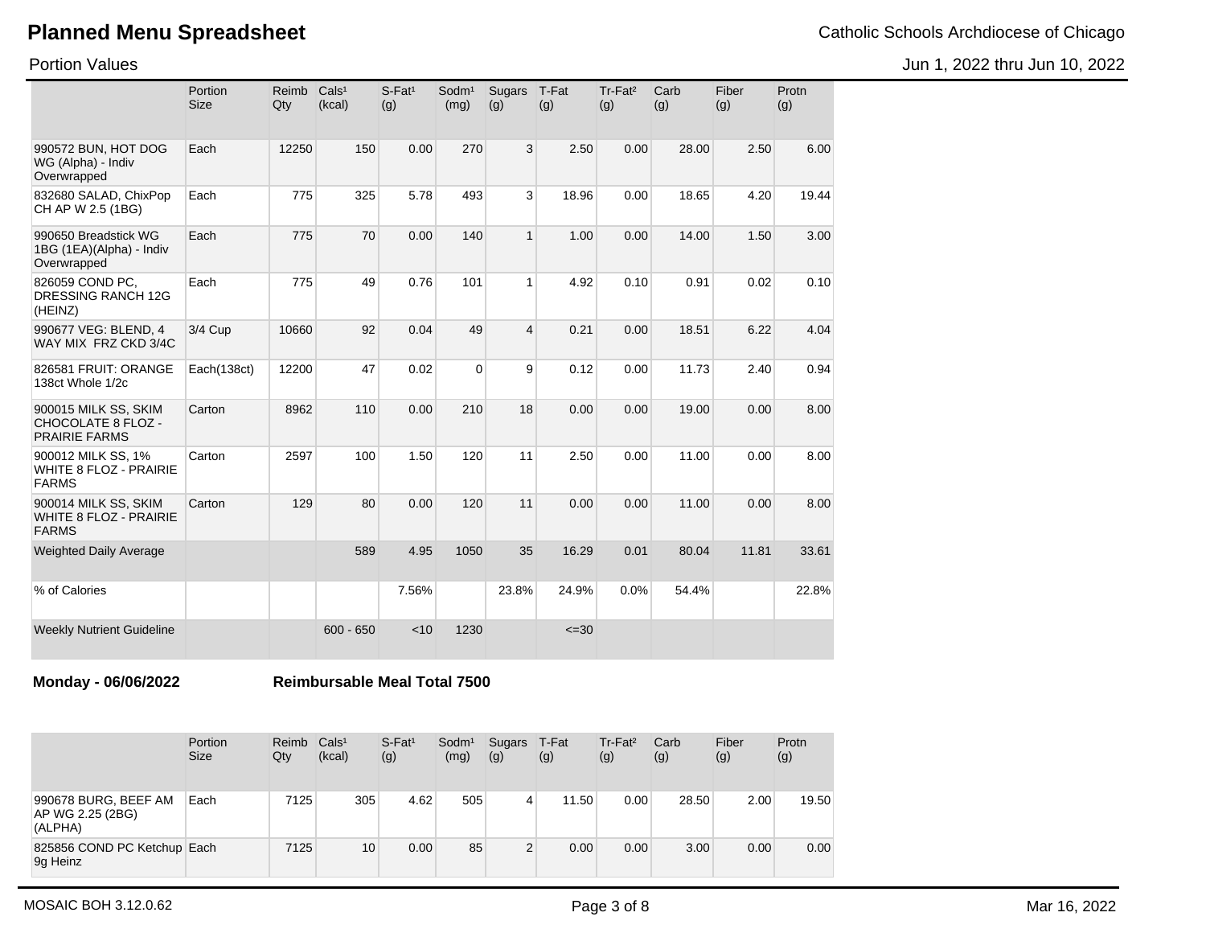# Planned Menu Spreadsheet

Catholic Schools Archdiocese of Chicago

Portion Values

Jun 1, 2022 thru Jun 10, 2022

| | Portion Size | Reimb Qty | Cals¹ (kcal) | S-Fat¹ (g) | Sodm¹ (mg) | Sugars (g) | T-Fat (g) | Tr-Fat² (g) | Carb (g) | Fiber (g) | Protn (g) |
|---|---|---|---|---|---|---|---|---|---|---|---|
| 990572 BUN, HOT DOG WG (Alpha) - Indiv Overwrapped | Each | 12250 | 150 | 0.00 | 270 | 3 | 2.50 | 0.00 | 28.00 | 2.50 | 6.00 |
| 832680 SALAD, ChixPop CH AP W 2.5 (1BG) | Each | 775 | 325 | 5.78 | 493 | 3 | 18.96 | 0.00 | 18.65 | 4.20 | 19.44 |
| 990650 Breadstick WG 1BG (1EA)(Alpha) - Indiv Overwrapped | Each | 775 | 70 | 0.00 | 140 | 1 | 1.00 | 0.00 | 14.00 | 1.50 | 3.00 |
| 826059 COND PC, DRESSING RANCH 12G (HEINZ) | Each | 775 | 49 | 0.76 | 101 | 1 | 4.92 | 0.10 | 0.91 | 0.02 | 0.10 |
| 990677 VEG: BLEND, 4 WAY MIX FRZ CKD 3/4C | 3/4 Cup | 10660 | 92 | 0.04 | 49 | 4 | 0.21 | 0.00 | 18.51 | 6.22 | 4.04 |
| 826581 FRUIT: ORANGE 138ct Whole 1/2c | Each(138ct) | 12200 | 47 | 0.02 | 0 | 9 | 0.12 | 0.00 | 11.73 | 2.40 | 0.94 |
| 900015 MILK SS, SKIM CHOCOLATE 8 FLOZ - PRAIRIE FARMS | Carton | 8962 | 110 | 0.00 | 210 | 18 | 0.00 | 0.00 | 19.00 | 0.00 | 8.00 |
| 900012 MILK SS, 1% WHITE 8 FLOZ - PRAIRIE FARMS | Carton | 2597 | 100 | 1.50 | 120 | 11 | 2.50 | 0.00 | 11.00 | 0.00 | 8.00 |
| 900014 MILK SS, SKIM WHITE 8 FLOZ - PRAIRIE FARMS | Carton | 129 | 80 | 0.00 | 120 | 11 | 0.00 | 0.00 | 11.00 | 0.00 | 8.00 |
| Weighted Daily Average | | | 589 | 4.95 | 1050 | 35 | 16.29 | 0.01 | 80.04 | 11.81 | 33.61 |
| % of Calories | | | | 7.56% | | 23.8% | 24.9% | 0.0% | 54.4% | | 22.8% |
| Weekly Nutrient Guideline | | | 600 - 650 | <10 | 1230 | | <=30 | | | | |

**Monday - 06/06/2022** **Reimbursable Meal Total 7500**

| | Portion Size | Reimb Qty | Cals¹ (kcal) | S-Fat¹ (g) | Sodm¹ (mg) | Sugars (g) | T-Fat (g) | Tr-Fat² (g) | Carb (g) | Fiber (g) | Protn (g) |
|---|---|---|---|---|---|---|---|---|---|---|---|
| 990678 BURG, BEEF AM AP WG 2.25 (2BG) (ALPHA) | Each | 7125 | 305 | 4.62 | 505 | 4 | 11.50 | 0.00 | 28.50 | 2.00 | 19.50 |
| 825856 COND PC Ketchup 9g Heinz | Each | 7125 | 10 | 0.00 | 85 | 2 | 0.00 | 0.00 | 3.00 | 0.00 | 0.00 |

MOSAIC BOH 3.12.0.62 Mar 16, 2022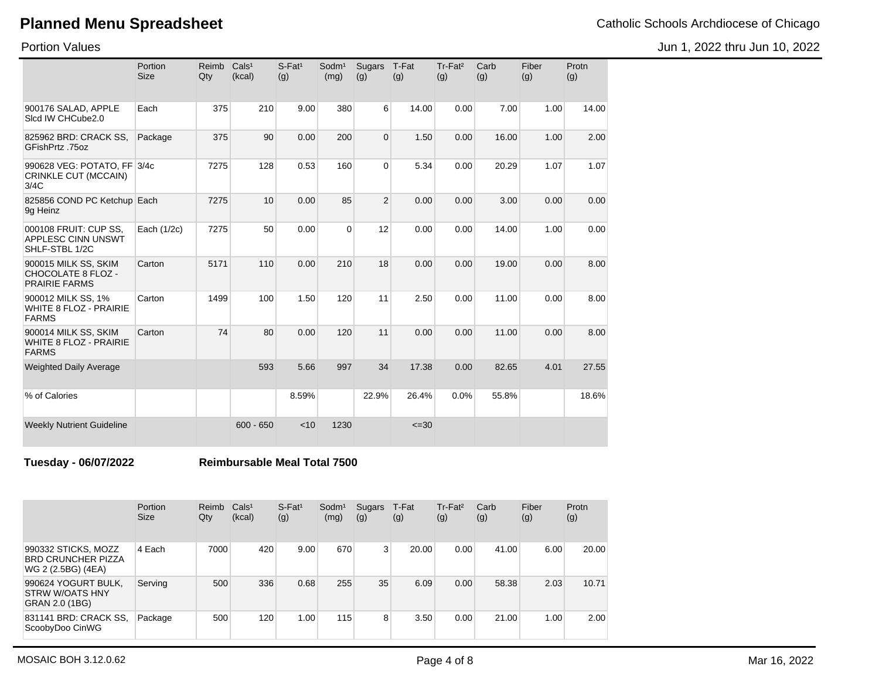# Planned Menu Spreadsheet

Catholic Schools Archdiocese of Chicago

Portion Values

Jun 1, 2022 thru Jun 10, 2022

| | Portion Size | Reimb Qty | Cals[1] (kcal) | S-Fat[1] (g) | Sodm[1] (mg) | Sugars (g) | T-Fat (g) | Tr-Fat[2] (g) | Carb (g) | Fiber (g) | Protn (g) |
|---|---|---|---|---|---|---|---|---|---|---|---|
| 900176 SALAD, APPLE Slcd IW CHCube2.0 | Each | 375 | 210 | 9.00 | 380 | 6 | 14.00 | 0.00 | 7.00 | 1.00 | 14.00 |
| 825962 BRD: CRACK SS, GFishPrtz .75oz | Package | 375 | 90 | 0.00 | 200 | 0 | 1.50 | 0.00 | 16.00 | 1.00 | 2.00 |
| 990628 VEG: POTATO, FF CRINKLE CUT (MCCAIN) 3/4C | 3/4c | 7275 | 128 | 0.53 | 160 | 0 | 5.34 | 0.00 | 20.29 | 1.07 | 1.07 |
| 825856 COND PC Ketchup 9g Heinz | Each | 7275 | 10 | 0.00 | 85 | 2 | 0.00 | 0.00 | 3.00 | 0.00 | 0.00 |
| 000108 FRUIT: CUP SS, APPLESC CINN UNSWT SHLF-STBL 1/2C | Each (1/2c) | 7275 | 50 | 0.00 | 0 | 12 | 0.00 | 0.00 | 14.00 | 1.00 | 0.00 |
| 900015 MILK SS, SKIM CHOCOLATE 8 FLOZ - PRAIRIE FARMS | Carton | 5171 | 110 | 0.00 | 210 | 18 | 0.00 | 0.00 | 19.00 | 0.00 | 8.00 |
| 900012 MILK SS, 1% WHITE 8 FLOZ - PRAIRIE FARMS | Carton | 1499 | 100 | 1.50 | 120 | 11 | 2.50 | 0.00 | 11.00 | 0.00 | 8.00 |
| 900014 MILK SS, SKIM WHITE 8 FLOZ - PRAIRIE FARMS | Carton | 74 | 80 | 0.00 | 120 | 11 | 0.00 | 0.00 | 11.00 | 0.00 | 8.00 |
| Weighted Daily Average | | | 593 | 5.66 | 997 | 34 | 17.38 | 0.00 | 82.65 | 4.01 | 27.55 |
| % of Calories | | | | 8.59% | | 22.9% | 26.4% | 0.0% | 55.8% | | 18.6% |
| Weekly Nutrient Guideline | | | 600 - 650 | <10 | 1230 | | <=30 | | | | |

**Tuesday - 06/07/2022** **Reimbursable Meal Total 7500**

| | Portion Size | Reimb Qty | Cals[1] (kcal) | S-Fat[1] (g) | Sodm[1] (mg) | Sugars (g) | T-Fat (g) | Tr-Fat[2] (g) | Carb (g) | Fiber (g) | Protn (g) |
|---|---|---|---|---|---|---|---|---|---|---|---|
| 990332 STICKS, MOZZ BRD CRUNCHER PIZZA WG 2 (2.5BG) (4EA) | 4 Each | 7000 | 420 | 9.00 | 670 | 3 | 20.00 | 0.00 | 41.00 | 6.00 | 20.00 |
| 990624 YOGURT BULK, STRW W/OATS HNY GRAN 2.0 (1BG) | Serving | 500 | 336 | 0.68 | 255 | 35 | 6.09 | 0.00 | 58.38 | 2.03 | 10.71 |
| 831141 BRD: CRACK SS, ScoobyDoo CinWG | Package | 500 | 120 | 1.00 | 115 | 8 | 3.50 | 0.00 | 21.00 | 1.00 | 2.00 |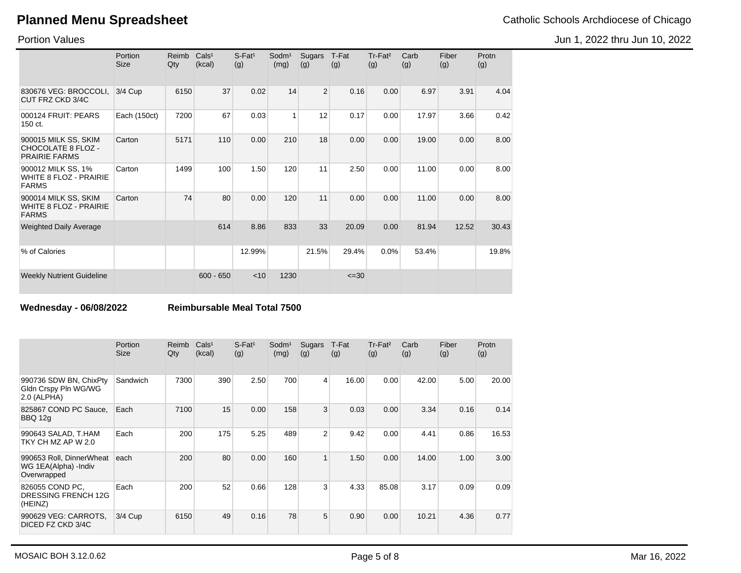# Planned Menu Spreadsheet

Catholic Schools Archdiocese of Chicago

Portion Values

Jun 1, 2022 thru Jun 10, 2022

| | Portion Size | Reimb Qty | Cals¹ (kcal) | S-Fat¹ (g) | Sodm¹ (mg) | Sugars (g) | T-Fat (g) | Tr-Fat² (g) | Carb (g) | Fiber (g) | Protn (g) |
|---|---|---|---|---|---|---|---|---|---|---|---|
| 830676 VEG: BROCCOLI, CUT FRZ CKD 3/4C | 3/4 Cup | 6150 | 37 | 0.02 | 14 | 2 | 0.16 | 0.00 | 6.97 | 3.91 | 4.04 |
| 000124 FRUIT: PEARS 150 ct. | Each (150ct) | 7200 | 67 | 0.03 | 1 | 12 | 0.17 | 0.00 | 17.97 | 3.66 | 0.42 |
| 900015 MILK SS, SKIM CHOCOLATE 8 FLOZ - PRAIRIE FARMS | Carton | 5171 | 110 | 0.00 | 210 | 18 | 0.00 | 0.00 | 19.00 | 0.00 | 8.00 |
| 900012 MILK SS, 1% WHITE 8 FLOZ - PRAIRIE FARMS | Carton | 1499 | 100 | 1.50 | 120 | 11 | 2.50 | 0.00 | 11.00 | 0.00 | 8.00 |
| 900014 MILK SS, SKIM WHITE 8 FLOZ - PRAIRIE FARMS | Carton | 74 | 80 | 0.00 | 120 | 11 | 0.00 | 0.00 | 11.00 | 0.00 | 8.00 |
| Weighted Daily Average | | | 614 | 8.86 | 833 | 33 | 20.09 | 0.00 | 81.94 | 12.52 | 30.43 |
| % of Calories | | | | 12.99% | | 21.5% | 29.4% | 0.0% | 53.4% | | 19.8% |
| Weekly Nutrient Guideline | | | 600 - 650 | <10 | 1230 | | <=30 | | | | |

**Wednesday - 06/08/2022** **Reimbursable Meal Total 7500**

| | Portion Size | Reimb Qty | Cals¹ (kcal) | S-Fat¹ (g) | Sodm¹ (mg) | Sugars (g) | T-Fat (g) | Tr-Fat² (g) | Carb (g) | Fiber (g) | Protn (g) |
|---|---|---|---|---|---|---|---|---|---|---|---|
| 990736 SDW BN, ChixPty Gldn Crspy Pln WG/WG 2.0 (ALPHA) | Sandwich | 7300 | 390 | 2.50 | 700 | 4 | 16.00 | 0.00 | 42.00 | 5.00 | 20.00 |
| 825867 COND PC Sauce, BBQ 12g | Each | 7100 | 15 | 0.00 | 158 | 3 | 0.03 | 0.00 | 3.34 | 0.16 | 0.14 |
| 990643 SALAD, T.HAM TKY CH MZ AP W 2.0 | Each | 200 | 175 | 5.25 | 489 | 2 | 9.42 | 0.00 | 4.41 | 0.86 | 16.53 |
| 990653 Roll, DinnerWheat WG 1EA(Alpha) -Indiv Overwrapped | each | 200 | 80 | 0.00 | 160 | 1 | 1.50 | 0.00 | 14.00 | 1.00 | 3.00 |
| 826055 COND PC, DRESSING FRENCH 12G (HEINZ) | Each | 200 | 52 | 0.66 | 128 | 3 | 4.33 | 85.08 | 3.17 | 0.09 | 0.09 |
| 990629 VEG: CARROTS, DICED FZ CKD 3/4C | 3/4 Cup | 6150 | 49 | 0.16 | 78 | 5 | 0.90 | 0.00 | 10.21 | 4.36 | 0.77 |

MOSAIC BOH 3.12.0.62

Mar 16, 2022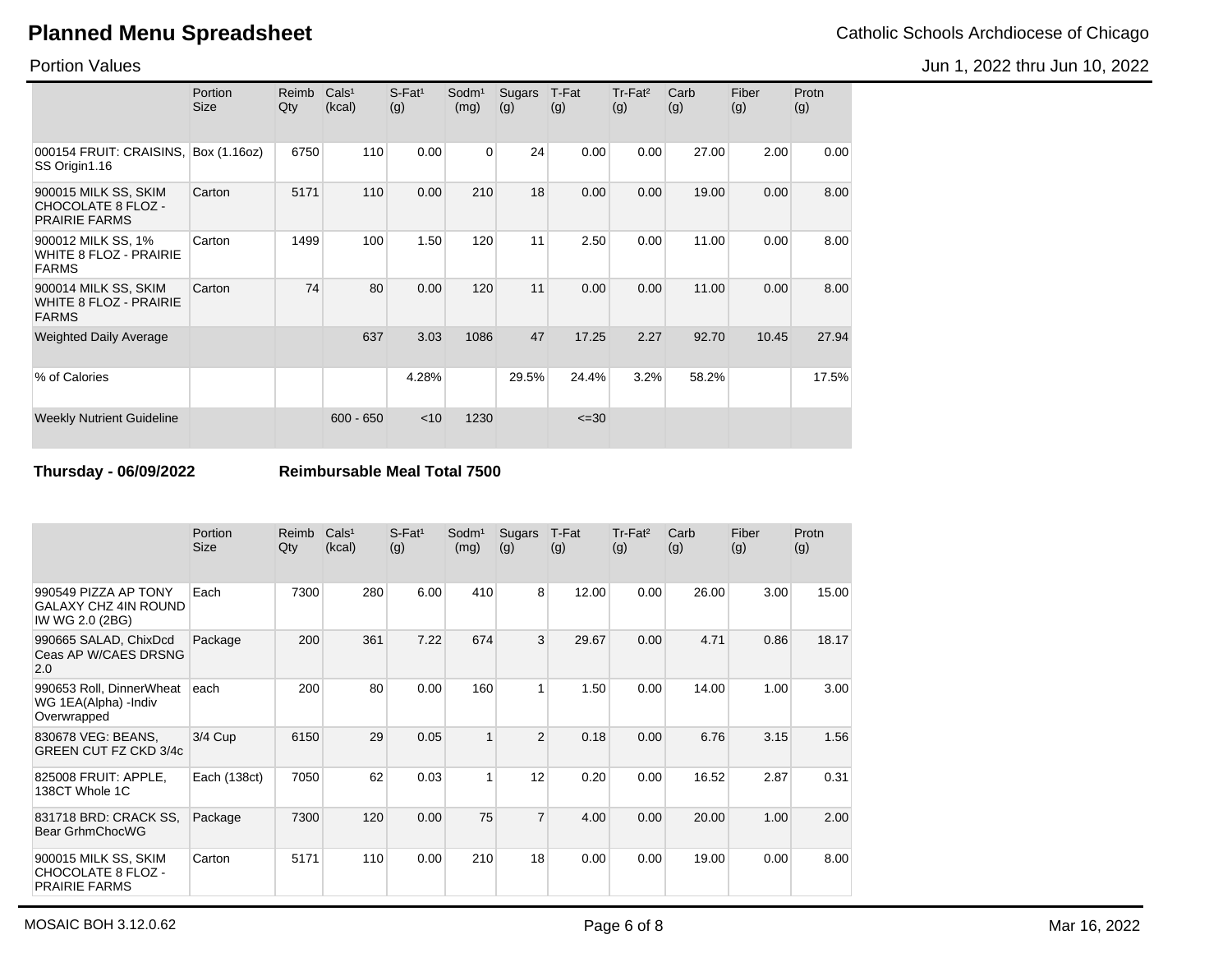# Planned Menu Spreadsheet

Catholic Schools Archdiocese of Chicago

Portion Values

Jun 1, 2022 thru Jun 10, 2022

| | Portion Size | Reimb Qty | Cals[1] (kcal) | S-Fat[1] (g) | Sodm[1] (mg) | Sugars (g) | T-Fat (g) | Tr-Fat[2] (g) | Carb (g) | Fiber (g) | Protn (g) |
|---|---|---|---|---|---|---|---|---|---|---|---|
| 000154 FRUIT: CRAISINS, SS Origin1.16 | Box (1.16oz) | 6750 | 110 | 0.00 | 0 | 24 | 0.00 | 0.00 | 27.00 | 2.00 | 0.00 |
| 900015 MILK SS, SKIM CHOCOLATE 8 FLOZ - PRAIRIE FARMS | Carton | 5171 | 110 | 0.00 | 210 | 18 | 0.00 | 0.00 | 19.00 | 0.00 | 8.00 |
| 900012 MILK SS, 1% WHITE 8 FLOZ - PRAIRIE FARMS | Carton | 1499 | 100 | 1.50 | 120 | 11 | 2.50 | 0.00 | 11.00 | 0.00 | 8.00 |
| 900014 MILK SS, SKIM WHITE 8 FLOZ - PRAIRIE FARMS | Carton | 74 | 80 | 0.00 | 120 | 11 | 0.00 | 0.00 | 11.00 | 0.00 | 8.00 |
| Weighted Daily Average | | | 637 | 3.03 | 1086 | 47 | 17.25 | 2.27 | 92.70 | 10.45 | 27.94 |
| % of Calories | | | | 4.28% | | 29.5% | 24.4% | 3.2% | 58.2% | | 17.5% |
| Weekly Nutrient Guideline | | | 600 - 650 | <10 | 1230 | | <=30 | | | | |

**Thursday - 06/09/2022** **Reimbursable Meal Total 7500**

| | Portion Size | Reimb Qty | Cals[1] (kcal) | S-Fat[1] (g) | Sodm[1] (mg) | Sugars (g) | T-Fat (g) | Tr-Fat[2] (g) | Carb (g) | Fiber (g) | Protn (g) |
|---|---|---|---|---|---|---|---|---|---|---|---|
| 990549 PIZZA AP TONY GALAXY CHZ 4IN ROUND IW WG 2.0 (2BG) | Each | 7300 | 280 | 6.00 | 410 | 8 | 12.00 | 0.00 | 26.00 | 3.00 | 15.00 |
| 990665 SALAD, ChixDcd Ceas AP W/CAES DRSNG 2.0 | Package | 200 | 361 | 7.22 | 674 | 3 | 29.67 | 0.00 | 4.71 | 0.86 | 18.17 |
| 990653 Roll, DinnerWheat WG 1EA(Alpha) -Indiv Overwrapped | each | 200 | 80 | 0.00 | 160 | 1 | 1.50 | 0.00 | 14.00 | 1.00 | 3.00 |
| 830678 VEG: BEANS, GREEN CUT FZ CKD 3/4c | 3/4 Cup | 6150 | 29 | 0.05 | 1 | 2 | 0.18 | 0.00 | 6.76 | 3.15 | 1.56 |
| 825008 FRUIT: APPLE, 138CT Whole 1C | Each (138ct) | 7050 | 62 | 0.03 | 1 | 12 | 0.20 | 0.00 | 16.52 | 2.87 | 0.31 |
| 831718 BRD: CRACK SS, Bear GrhmChocWG | Package | 7300 | 120 | 0.00 | 75 | 7 | 4.00 | 0.00 | 20.00 | 1.00 | 2.00 |
| 900015 MILK SS, SKIM CHOCOLATE 8 FLOZ - PRAIRIE FARMS | Carton | 5171 | 110 | 0.00 | 210 | 18 | 0.00 | 0.00 | 19.00 | 0.00 | 8.00 |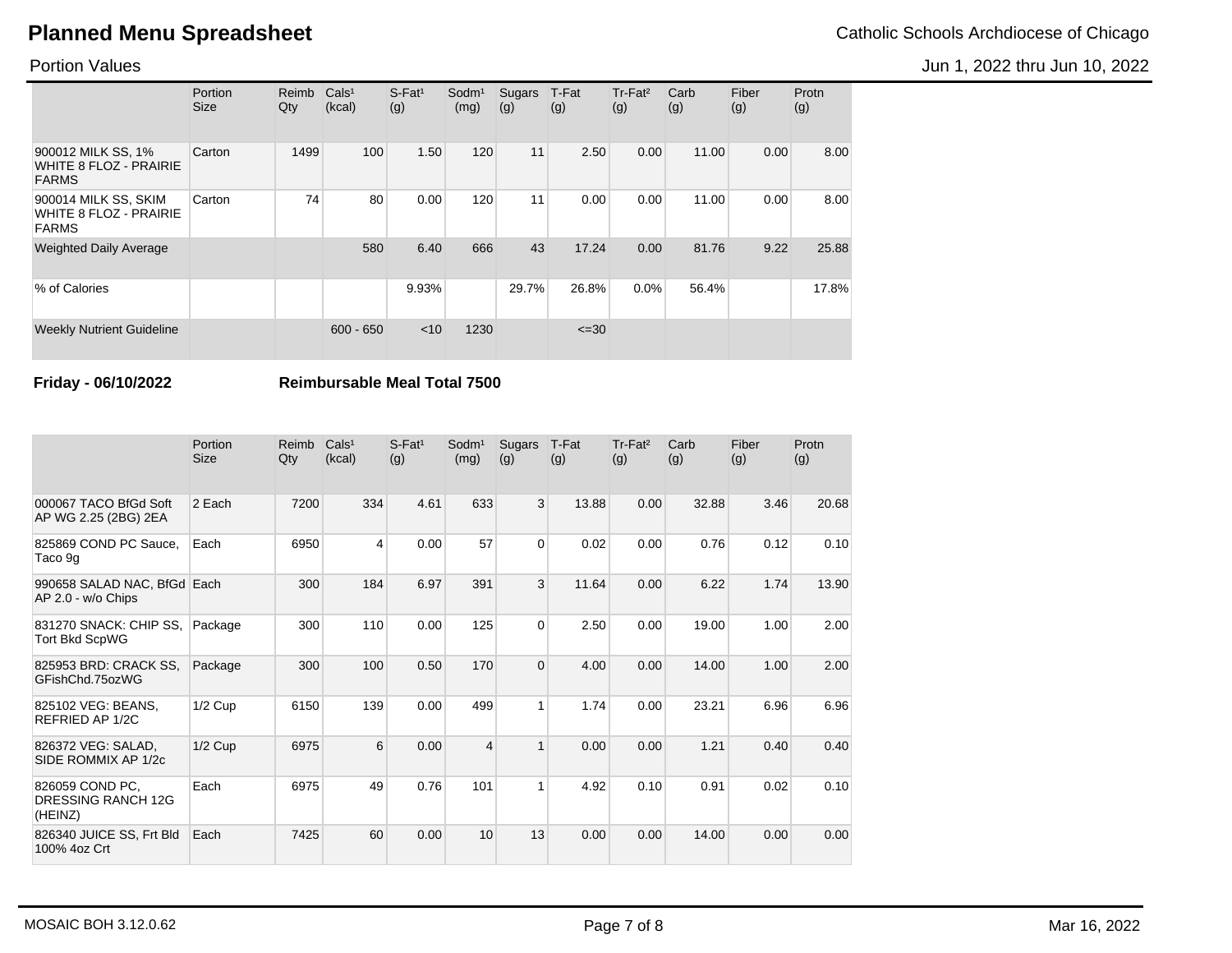# Planned Menu Spreadsheet

Catholic Schools Archdiocese of Chicago

Portion Values

Jun 1, 2022 thru Jun 10, 2022

| | Portion Size | Reimb Qty | Cals[1] (kcal) | S-Fat[1] (g) | Sodm[1] (mg) | Sugars (g) | T-Fat (g) | Tr-Fat[2] (g) | Carb (g) | Fiber (g) | Protn (g) |
|---|---|---|---|---|---|---|---|---|---|---|---|
| 900012 MILK SS, 1% WHITE 8 FLOZ - PRAIRIE FARMS | Carton | 1499 | 100 | 1.50 | 120 | 11 | 2.50 | 0.00 | 11.00 | 0.00 | 8.00 |
| 900014 MILK SS, SKIM WHITE 8 FLOZ - PRAIRIE FARMS | Carton | 74 | 80 | 0.00 | 120 | 11 | 0.00 | 0.00 | 11.00 | 0.00 | 8.00 |
| Weighted Daily Average | | | 580 | 6.40 | 666 | 43 | 17.24 | 0.00 | 81.76 | 9.22 | 25.88 |
| % of Calories | | | | 9.93% | | 29.7% | 26.8% | 0.0% | 56.4% | | 17.8% |
| Weekly Nutrient Guideline | | | 600 - 650 | <10 | 1230 | | <=30 | | | | |

**Friday - 06/10/2022** **Reimbursable Meal Total 7500**

| | Portion Size | Reimb Qty | Cals[1] (kcal) | S-Fat[1] (g) | Sodm[1] (mg) | Sugars (g) | T-Fat (g) | Tr-Fat[2] (g) | Carb (g) | Fiber (g) | Protn (g) |
|---|---|---|---|---|---|---|---|---|---|---|---|
| 000067 TACO BfGd Soft AP WG 2.25 (2BG) 2EA | 2 Each | 7200 | 334 | 4.61 | 633 | 3 | 13.88 | 0.00 | 32.88 | 3.46 | 20.68 |
| 825869 COND PC Sauce, Taco 9g | Each | 6950 | 4 | 0.00 | 57 | 0 | 0.02 | 0.00 | 0.76 | 0.12 | 0.10 |
| 990658 SALAD NAC, BfGd AP 2.0 - w/o Chips | Each | 300 | 184 | 6.97 | 391 | 3 | 11.64 | 0.00 | 6.22 | 1.74 | 13.90 |
| 831270 SNACK: CHIP SS, Tort Bkd ScpWG | Package | 300 | 110 | 0.00 | 125 | 0 | 2.50 | 0.00 | 19.00 | 1.00 | 2.00 |
| 825953 BRD: CRACK SS, GFishChd.75ozWG | Package | 300 | 100 | 0.50 | 170 | 0 | 4.00 | 0.00 | 14.00 | 1.00 | 2.00 |
| 825102 VEG: BEANS, REFRIED AP 1/2C | 1/2 Cup | 6150 | 139 | 0.00 | 499 | 1 | 1.74 | 0.00 | 23.21 | 6.96 | 6.96 |
| 826372 VEG: SALAD, SIDE ROMMIX AP 1/2c | 1/2 Cup | 6975 | 6 | 0.00 | 4 | 1 | 0.00 | 0.00 | 1.21 | 0.40 | 0.40 |
| 826059 COND PC, DRESSING RANCH 12G (HEINZ) | Each | 6975 | 49 | 0.76 | 101 | 1 | 4.92 | 0.10 | 0.91 | 0.02 | 0.10 |
| 826340 JUICE SS, Frt Bld 100% 4oz Crt | Each | 7425 | 60 | 0.00 | 10 | 13 | 0.00 | 0.00 | 14.00 | 0.00 | 0.00 |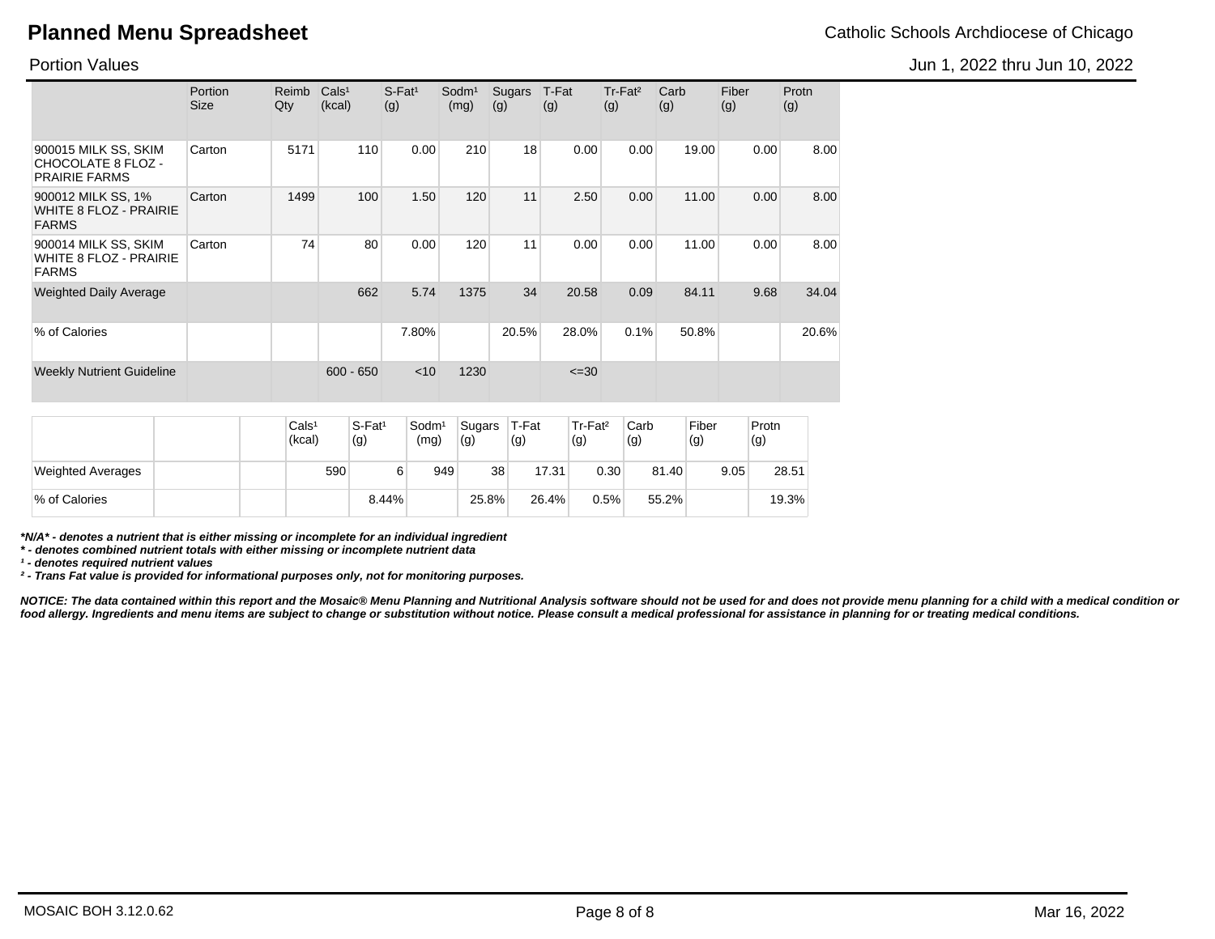# Planned Menu Spreadsheet

Catholic Schools Archdiocese of Chicago

Portion Values

Jun 1, 2022 thru Jun 10, 2022

| | Portion Size | Reimb Qty | Cals[1] (kcal) | S-Fat[1] (g) | Sodm[1] (mg) | Sugars (g) | T-Fat (g) | Tr-Fat[2] (g) | Carb (g) | Fiber (g) | Protn (g) |
|---|---|---|---|---|---|---|---|---|---|---|---|
| 900015 MILK SS, SKIM CHOCOLATE 8 FLOZ - PRAIRIE FARMS | Carton | 5171 | 110 | 0.00 | 210 | 18 | 0.00 | 0.00 | 19.00 | 0.00 | 8.00 |
| 900012 MILK SS, 1% WHITE 8 FLOZ - PRAIRIE FARMS | Carton | 1499 | 100 | 1.50 | 120 | 11 | 2.50 | 0.00 | 11.00 | 0.00 | 8.00 |
| 900014 MILK SS, SKIM WHITE 8 FLOZ - PRAIRIE FARMS | Carton | 74 | 80 | 0.00 | 120 | 11 | 0.00 | 0.00 | 11.00 | 0.00 | 8.00 |
| Weighted Daily Average | | | 662 | 5.74 | 1375 | 34 | 20.58 | 0.09 | 84.11 | 9.68 | 34.04 |
| % of Calories | | | | 7.80% | | 20.5% | 28.0% | 0.1% | 50.8% | | 20.6% |
| Weekly Nutrient Guideline | | | 600 - 650 | <10 | 1230 | | <=30 | | | | |

| | | | Cals[1] (kcal) | S-Fat[1] (g) | Sodm[1] (mg) | Sugars (g) | T-Fat (g) | Tr-Fat[2] (g) | Carb (g) | Fiber (g) | Protn (g) |
|---|---|---|---|---|---|---|---|---|---|---|---|
| Weighted Averages | | | 590 | 6 | 949 | 38 | 17.31 | 0.30 | 81.40 | 9.05 | 28.51 |
| % of Calories | | | | 8.44% | | 25.8% | 26.4% | 0.5% | 55.2% | | 19.3% |

***N/A* - denotes a nutrient that is either missing or incomplete for an individual ingredient***

***\* - denotes combined nutrient totals with either missing or incomplete nutrient data***

***[1] - denotes required nutrient values***

***[2] - Trans Fat value is provided for informational purposes only, not for monitoring purposes.***

***NOTICE: The data contained within this report and the Mosaic® Menu Planning and Nutritional Analysis software should not be used for and does not provide menu planning for a child with a medical condition or food allergy. Ingredients and menu items are subject to change or substitution without notice. Please consult a medical professional for assistance in planning for or treating medical conditions.***

MOSAIC BOH 3.12.0.62

Mar 16, 2022